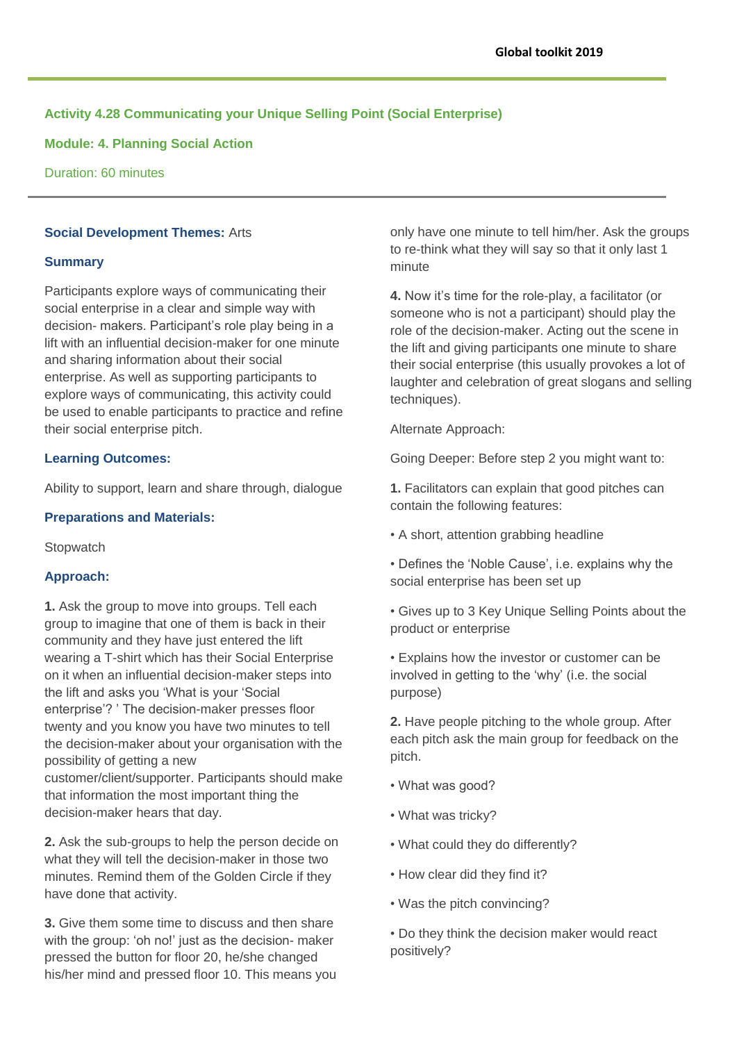**Activity 4.28 Communicating your Unique Selling Point (Social Enterprise)**

**Module: 4. Planning Social Action**

Duration: 60 minutes

**Social Development Themes:** Arts

### Summary

Participants explore ways of communicating their social enterprise in a clear and simple way with decision- makers. Participant's role play being in a lift with an influential decision-maker for one minute and sharing information about their social enterprise. As well as supporting participants to explore ways of communicating, this activity could be used to enable participants to practice and refine their social enterprise pitch.

### Learning Outcomes:

Ability to support, learn and share through, dialogue

### Preparations and Materials:

Stopwatch

### Approach:

**1.** Ask the group to move into groups. Tell each group to imagine that one of them is back in their community and they have just entered the lift wearing a T-shirt which has their Social Enterprise on it when an influential decision-maker steps into the lift and asks you 'What is your 'Social enterprise'? ' The decision-maker presses floor twenty and you know you have two minutes to tell the decision-maker about your organisation with the possibility of getting a new customer/client/supporter. Participants should make that information the most important thing the decision-maker hears that day.

**2.** Ask the sub-groups to help the person decide on what they will tell the decision-maker in those two minutes. Remind them of the Golden Circle if they have done that activity.

**3.** Give them some time to discuss and then share with the group: 'oh no!' just as the decision- maker pressed the button for floor 20, he/she changed his/her mind and pressed floor 10. This means you only have one minute to tell him/her. Ask the groups to re-think what they will say so that it only last 1 minute

**4.** Now it's time for the role-play, a facilitator (or someone who is not a participant) should play the role of the decision-maker. Acting out the scene in the lift and giving participants one minute to share their social enterprise (this usually provokes a lot of laughter and celebration of great slogans and selling techniques).

Alternate Approach:

Going Deeper: Before step 2 you might want to:

**1.** Facilitators can explain that good pitches can contain the following features:

- A short, attention grabbing headline
- Defines the 'Noble Cause', i.e. explains why the social enterprise has been set up
- Gives up to 3 Key Unique Selling Points about the product or enterprise
- Explains how the investor or customer can be involved in getting to the 'why' (i.e. the social purpose)

**2.** Have people pitching to the whole group. After each pitch ask the main group for feedback on the pitch.

- What was good?
- What was tricky?
- What could they do differently?
- How clear did they find it?
- Was the pitch convincing?
- Do they think the decision maker would react positively?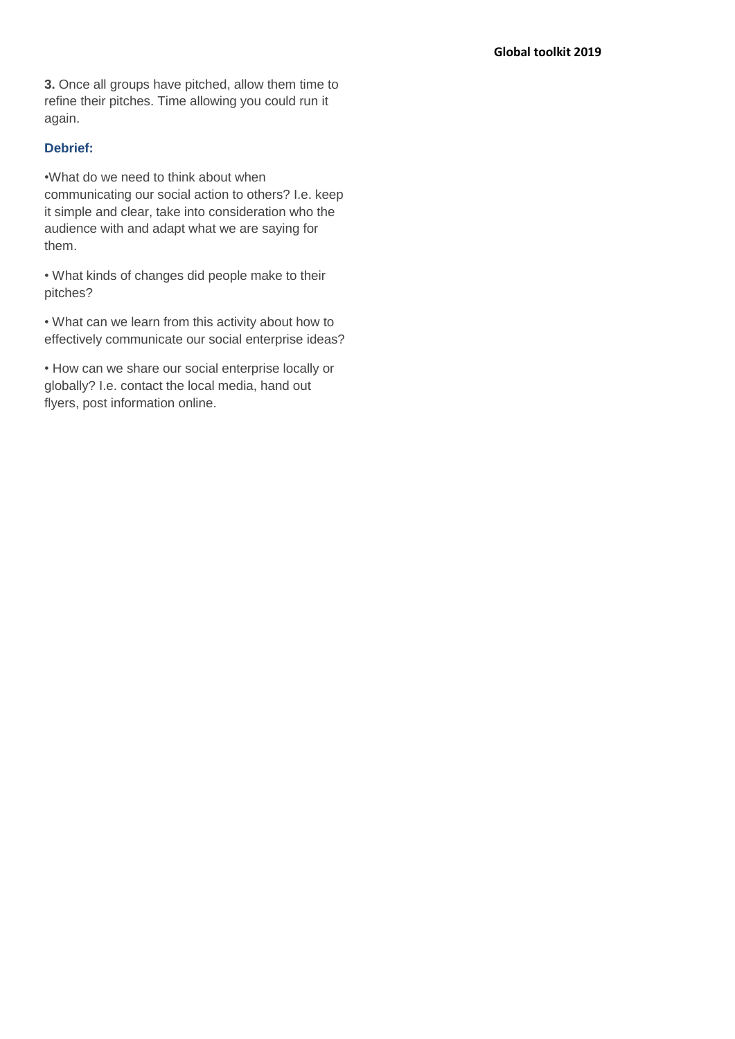**3.** Once all groups have pitched, allow them time to refine their pitches. Time allowing you could run it again.

### Debrief:

•What do we need to think about when communicating our social action to others? I.e. keep it simple and clear, take into consideration who the audience with and adapt what we are saying for them.

• What kinds of changes did people make to their pitches?

• What can we learn from this activity about how to effectively communicate our social enterprise ideas?

• How can we share our social enterprise locally or globally? I.e. contact the local media, hand out flyers, post information online.